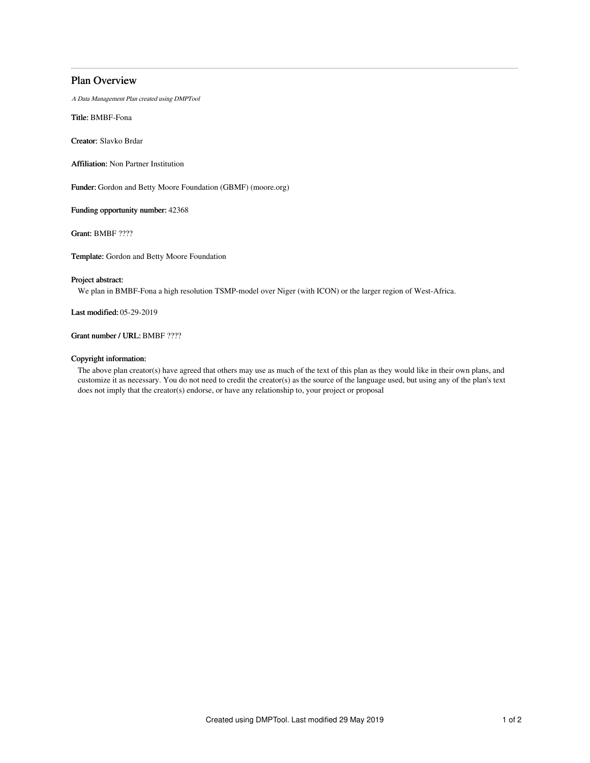# Plan Overview

*A Data Management Plan created using DMPTool*

**Title:** BMBF-Fona

**Creator:** Slavko Brdar

**Affiliation:** Non Partner Institution

**Funder:** Gordon and Betty Moore Foundation (GBMF) (moore.org)

**Funding opportunity number:** 42368

**Grant:** BMBF ????

**Template:** Gordon and Betty Moore Foundation

**Project abstract:**

We plan in BMBF-Fona a high resolution TSMP-model over Niger (with ICON) or the larger region of West-Africa.

**Last modified:** 05-29-2019

**Grant number / URL:** BMBF ????

**Copyright information:**

The above plan creator(s) have agreed that others may use as much of the text of this plan as they would like in their own plans, and customize it as necessary. You do not need to credit the creator(s) as the source of the language used, but using any of the plan's text does not imply that the creator(s) endorse, or have any relationship to, your project or proposal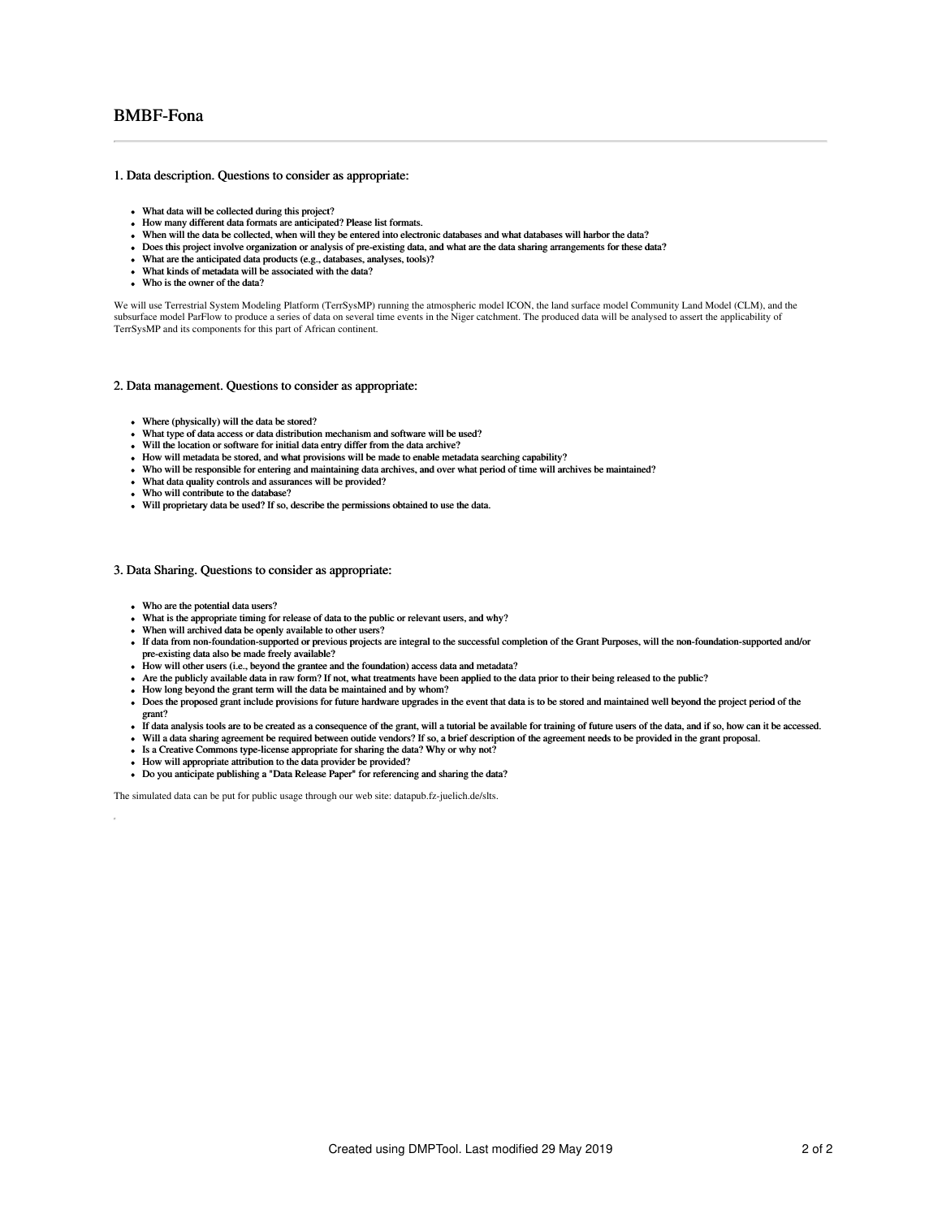# BMBF-Fona

## 1. Data description. Questions to consider as appropriate:

- What data will be collected during this project?
- How many different data formats are anticipated? Please list formats.
- When will the data be collected, when will they be entered into electronic databases and what databases will harbor the data?
- Does this project involve organization or analysis of pre-existing data, and what are the data sharing arrangements for these data?
- What are the anticipated data products (e.g., databases, analyses, tools)?
- What kinds of metadata will be associated with the data?
- Who is the owner of the data?

We will use Terrestrial System Modeling Platform (TerrSysMP) running the atmospheric model ICON, the land surface model Community Land Model (CLM), and the subsurface model ParFlow to produce a series of data on several time events in the Niger catchment. The produced data will be analysed to assert the applicability of TerrSysMP and its components for this part of African continent.

## 2. Data management. Questions to consider as appropriate:

- Where (physically) will the data be stored?
- What type of data access or data distribution mechanism and software will be used?
- Will the location or software for initial data entry differ from the data archive?
- How will metadata be stored, and what provisions will be made to enable metadata searching capability?
- Who will be responsible for entering and maintaining data archives, and over what period of time will archives be maintained?
- What data quality controls and assurances will be provided?
- Who will contribute to the database?
- Will proprietary data be used? If so, describe the permissions obtained to use the data.

## 3. Data Sharing. Questions to consider as appropriate:

- Who are the potential data users?
- What is the appropriate timing for release of data to the public or relevant users, and why?
- When will archived data be openly available to other users?
- If data from non-foundation-supported or previous projects are integral to the successful completion of the Grant Purposes, will the non-foundation-supported and/or pre-existing data also be made freely available?
- How will other users (i.e., beyond the grantee and the foundation) access data and metadata?
- Are the publicly available data in raw form? If not, what treatments have been applied to the data prior to their being released to the public?
- How long beyond the grant term will the data be maintained and by whom?
- Does the proposed grant include provisions for future hardware upgrades in the event that data is to be stored and maintained well beyond the project period of the grant?
- If data analysis tools are to be created as a consequence of the grant, will a tutorial be available for training of future users of the data, and if so, how can it be accessed.
- Will a data sharing agreement be required between outside vendors? If so, a brief description of the agreement needs to be provided in the grant proposal.
- Is a Creative Commons type-license appropriate for sharing the data? Why or why not?
- How will appropriate attribution to the data provider be provided?
- Do you anticipate publishing a "Data Release Paper" for referencing and sharing the data?

The simulated data can be put for public usage through our web site: datapub.fz-juelich.de/slts.

Created using DMPTool. Last modified 29 May 2019